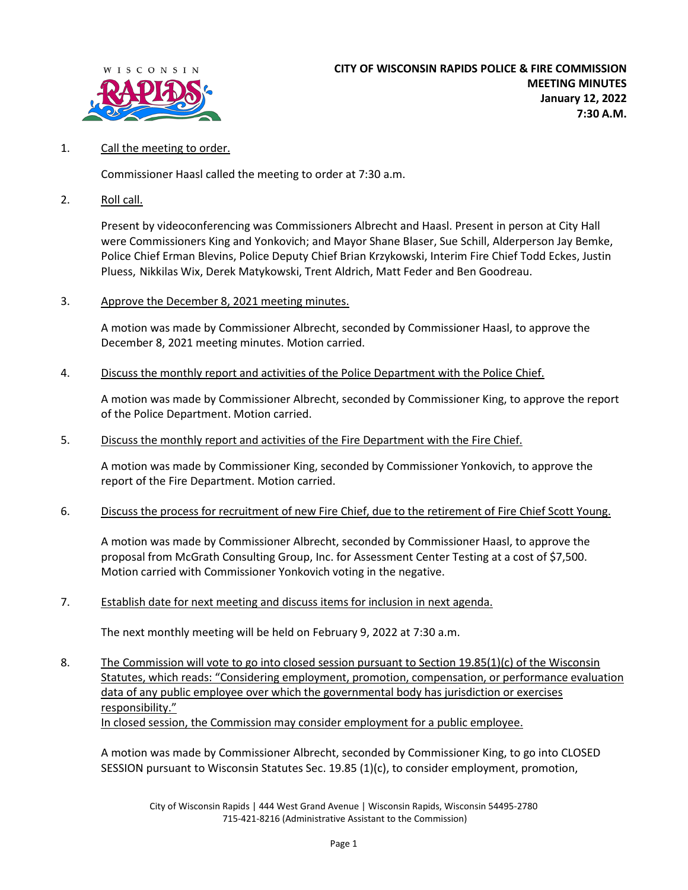**CITY OF WISCONSIN RAPIDS POLICE & FIRE COMMISSION**
**MEETING MINUTES**
**January 12, 2022**
**7:30 A.M.**

1. Call the meeting to order.

   Commissioner Haasl called the meeting to order at 7:30 a.m.

2. Roll call.

   Present by videoconferencing was Commissioners Albrecht and Haasl. Present in person at City Hall were Commissioners King and Yonkovich; and Mayor Shane Blaser, Sue Schill, Alderperson Jay Bemke, Police Chief Erman Blevins, Police Deputy Chief Brian Krzykowski, Interim Fire Chief Todd Eckes, Justin Pluess, Nikkilas Wix, Derek Matykowski, Trent Aldrich, Matt Feder and Ben Goodreau.

3. Approve the December 8, 2021 meeting minutes.

   A motion was made by Commissioner Albrecht, seconded by Commissioner Haasl, to approve the December 8, 2021 meeting minutes. Motion carried.

4. Discuss the monthly report and activities of the Police Department with the Police Chief.

   A motion was made by Commissioner Albrecht, seconded by Commissioner King, to approve the report of the Police Department. Motion carried.

5. Discuss the monthly report and activities of the Fire Department with the Fire Chief.

   A motion was made by Commissioner King, seconded by Commissioner Yonkovich, to approve the report of the Fire Department. Motion carried.

6. Discuss the process for recruitment of new Fire Chief, due to the retirement of Fire Chief Scott Young.

   A motion was made by Commissioner Albrecht, seconded by Commissioner Haasl, to approve the proposal from McGrath Consulting Group, Inc. for Assessment Center Testing at a cost of $7,500. Motion carried with Commissioner Yonkovich voting in the negative.

7. Establish date for next meeting and discuss items for inclusion in next agenda.

   The next monthly meeting will be held on February 9, 2022 at 7:30 a.m.

8. The Commission will vote to go into closed session pursuant to Section 19.85(1)(c) of the Wisconsin Statutes, which reads: "Considering employment, promotion, compensation, or performance evaluation data of any public employee over which the governmental body has jurisdiction or exercises responsibility."
   In closed session, the Commission may consider employment for a public employee.

   A motion was made by Commissioner Albrecht, seconded by Commissioner King, to go into CLOSED SESSION pursuant to Wisconsin Statutes Sec. 19.85 (1)(c), to consider employment, promotion,

City of Wisconsin Rapids | 444 West Grand Avenue | Wisconsin Rapids, Wisconsin 54495-2780
715-421-8216 (Administrative Assistant to the Commission)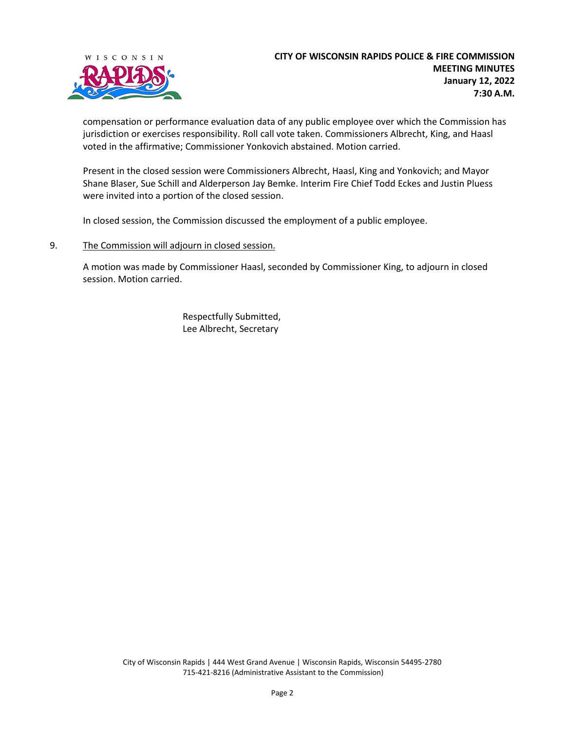compensation or performance evaluation data of any public employee over which the Commission has jurisdiction or exercises responsibility. Roll call vote taken. Commissioners Albrecht, King, and Haasl voted in the affirmative; Commissioner Yonkovich abstained. Motion carried.

Present in the closed session were Commissioners Albrecht, Haasl, King and Yonkovich; and Mayor Shane Blaser, Sue Schill and Alderperson Jay Bemke. Interim Fire Chief Todd Eckes and Justin Pluess were invited into a portion of the closed session.

In closed session, the Commission discussed the employment of a public employee.

9. <u>The Commission will adjourn in closed session.</u>

A motion was made by Commissioner Haasl, seconded by Commissioner King, to adjourn in closed session. Motion carried.

Respectfully Submitted,
Lee Albrecht, Secretary